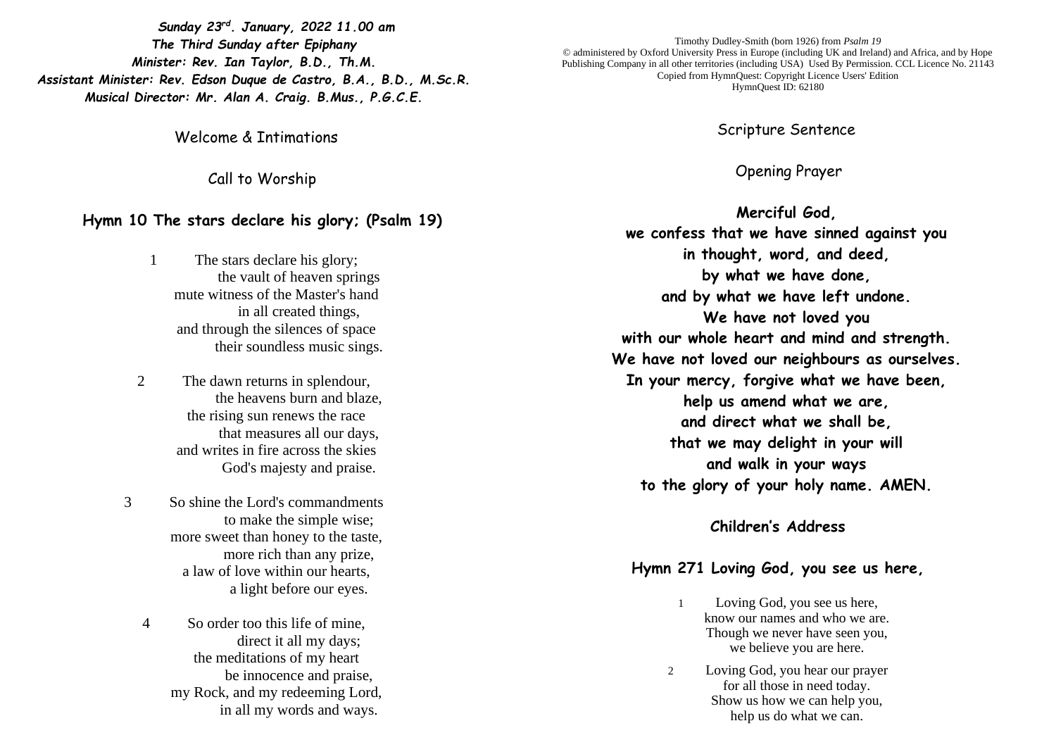***Sunday 23rd. January, 2022 11.00 am***
***The Third Sunday after Epiphany***
***Minister: Rev. Ian Taylor, B.D., Th.M.***
***Assistant Minister: Rev. Edson Duque de Castro, B.A., B.D., M.Sc.R.***
***Musical Director: Mr. Alan A. Craig. B.Mus., P.G.C.E.***

Welcome & Intimations

Call to Worship

**Hymn 10 The stars declare his glory; (Psalm 19)**

1 The stars declare his glory;
the vault of heaven springs
mute witness of the Master's hand
in all created things,
and through the silences of space
their soundless music sings.

2 The dawn returns in splendour,
the heavens burn and blaze,
the rising sun renews the race
that measures all our days,
and writes in fire across the skies
God's majesty and praise.

3 So shine the Lord's commandments
to make the simple wise;
more sweet than honey to the taste,
more rich than any prize,
a law of love within our hearts,
a light before our eyes.

4 So order too this life of mine,
direct it all my days;
the meditations of my heart
be innocence and praise,
my Rock, and my redeeming Lord,
in all my words and ways.

Timothy Dudley-Smith (born 1926) from *Psalm 19*
© administered by Oxford University Press in Europe (including UK and Ireland) and Africa, and by Hope Publishing Company in all other territories (including USA) Used By Permission. CCL Licence No. 21143
Copied from HymnQuest: Copyright Licence Users' Edition
HymnQuest ID: 62180

Scripture Sentence

Opening Prayer

**Merciful God,**
**we confess that we have sinned against you**
**in thought, word, and deed,**
**by what we have done,**
**and by what we have left undone.**
**We have not loved you**
**with our whole heart and mind and strength.**
**We have not loved our neighbours as ourselves.**
**In your mercy, forgive what we have been,**
**help us amend what we are,**
**and direct what we shall be,**
**that we may delight in your will**
**and walk in your ways**
**to the glory of your holy name. AMEN.**

**Children's Address**

**Hymn 271 Loving God, you see us here,**

1 Loving God, you see us here,
know our names and who we are.
Though we never have seen you,
we believe you are here.

2 Loving God, you hear our prayer
for all those in need today.
Show us how we can help you,
help us do what we can.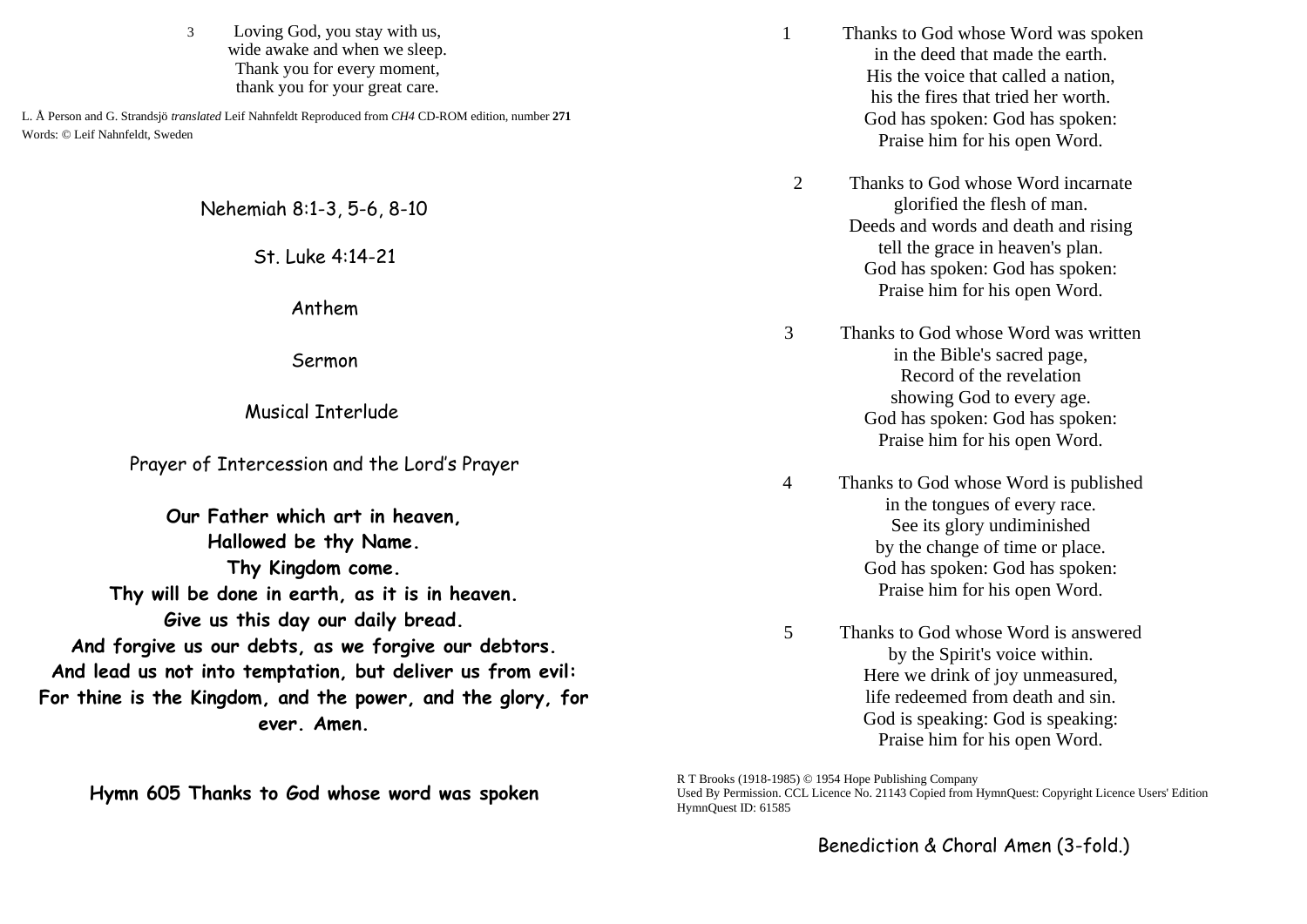3 Loving God, you stay with us,
wide awake and when we sleep.
Thank you for every moment,
thank you for your great care.

L. Å Person and G. Strandsjö *translated* Leif Nahnfeldt Reproduced from *CH4* CD-ROM edition, number **271**
Words: © Leif Nahnfeldt, Sweden

Nehemiah 8:1-3, 5-6, 8-10

St. Luke 4:14-21

Anthem

Sermon

Musical Interlude

Prayer of Intercession and the Lord's Prayer

**Our Father which art in heaven,**
**Hallowed be thy Name.**
**Thy Kingdom come.**
**Thy will be done in earth, as it is in heaven.**
**Give us this day our daily bread.**
**And forgive us our debts, as we forgive our debtors.**
**And lead us not into temptation, but deliver us from evil:**
**For thine is the Kingdom, and the power, and the glory, for ever. Amen.**

**Hymn 605 Thanks to God whose word was spoken**

1 Thanks to God whose Word was spoken
in the deed that made the earth.
His the voice that called a nation,
his the fires that tried her worth.
God has spoken: God has spoken:
Praise him for his open Word.

2 Thanks to God whose Word incarnate
glorified the flesh of man.
Deeds and words and death and rising
tell the grace in heaven's plan.
God has spoken: God has spoken:
Praise him for his open Word.

3 Thanks to God whose Word was written
in the Bible's sacred page,
Record of the revelation
showing God to every age.
God has spoken: God has spoken:
Praise him for his open Word.

4 Thanks to God whose Word is published
in the tongues of every race.
See its glory undiminished
by the change of time or place.
God has spoken: God has spoken:
Praise him for his open Word.

5 Thanks to God whose Word is answered
by the Spirit's voice within.
Here we drink of joy unmeasured,
life redeemed from death and sin.
God is speaking: God is speaking:
Praise him for his open Word.

R T Brooks (1918-1985) © 1954 Hope Publishing Company
Used By Permission. CCL Licence No. 21143 Copied from HymnQuest: Copyright Licence Users' Edition
HymnQuest ID: 61585

Benediction & Choral Amen (3-fold.)